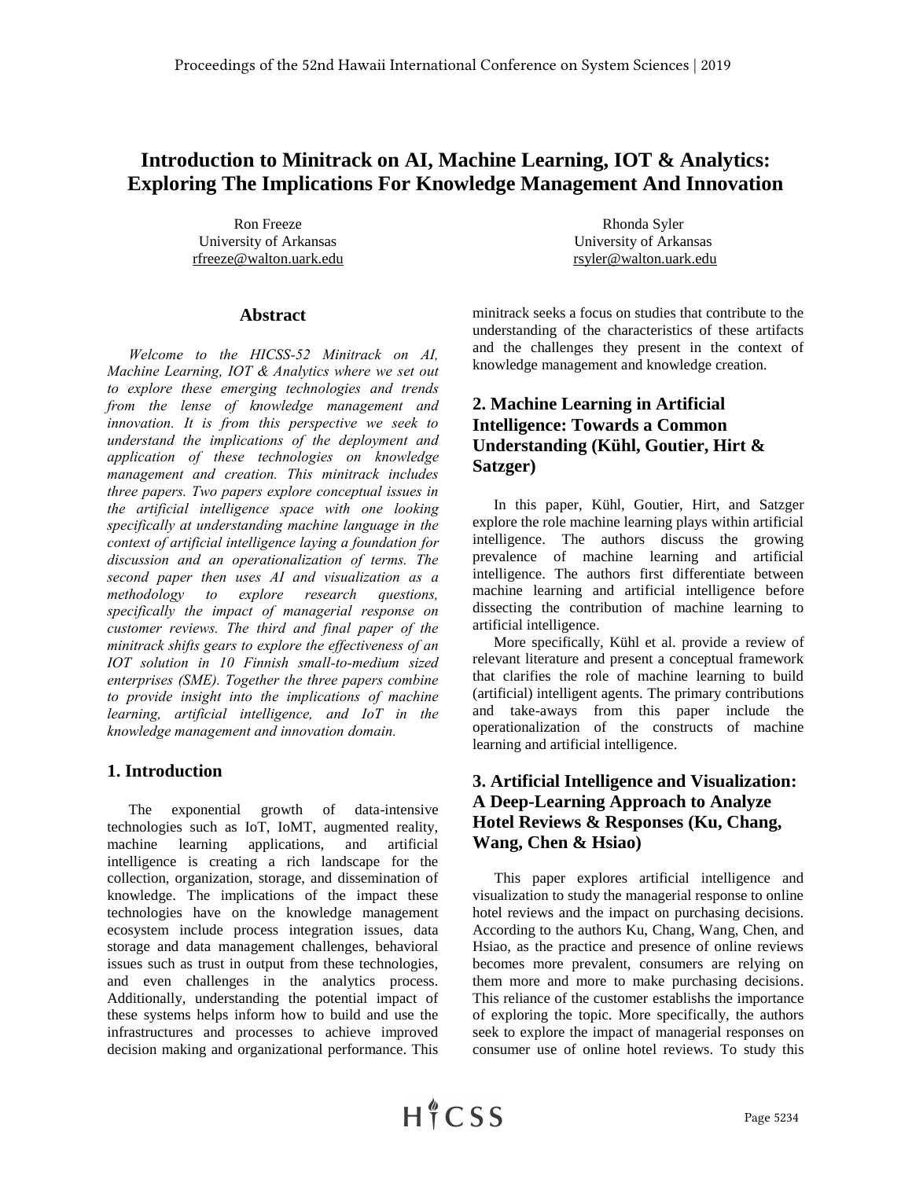# Introduction to Minitrack on AI, Machine Learning, IOT & Analytics: Exploring The Implications For Knowledge Management And Innovation

Ron Freeze
University of Arkansas
rfreeze@walton.uark.edu

Rhonda Syler
University of Arkansas
rsyler@walton.uark.edu

## Abstract

*Welcome to the HICSS-52 Minitrack on AI, Machine Learning, IOT & Analytics where we set out to explore these emerging technologies and trends from the lense of knowledge management and innovation. It is from this perspective we seek to understand the implications of the deployment and application of these technologies on knowledge management and creation. This minitrack includes three papers. Two papers explore conceptual issues in the artificial intelligence space with one looking specifically at understanding machine language in the context of artificial intelligence laying a foundation for discussion and an operationalization of terms. The second paper then uses AI and visualization as a methodology to explore research questions, specifically the impact of managerial response on customer reviews. The third and final paper of the minitrack shifts gears to explore the effectiveness of an IOT solution in 10 Finnish small-to-medium sized enterprises (SME). Together the three papers combine to provide insight into the implications of machine learning, artificial intelligence, and IoT in the knowledge management and innovation domain.*

## 1. Introduction

The exponential growth of data-intensive technologies such as IoT, IoMT, augmented reality, machine learning applications, and artificial intelligence is creating a rich landscape for the collection, organization, storage, and dissemination of knowledge. The implications of the impact these technologies have on the knowledge management ecosystem include process integration issues, data storage and data management challenges, behavioral issues such as trust in output from these technologies, and even challenges in the analytics process. Additionally, understanding the potential impact of these systems helps inform how to build and use the infrastructures and processes to achieve improved decision making and organizational performance. This minitrack seeks a focus on studies that contribute to the understanding of the characteristics of these artifacts and the challenges they present in the context of knowledge management and knowledge creation.

## 2. Machine Learning in Artificial Intelligence: Towards a Common Understanding (Kühl, Goutier, Hirt & Satzger)

In this paper, Kühl, Goutier, Hirt, and Satzger explore the role machine learning plays within artificial intelligence. The authors discuss the growing prevalence of machine learning and artificial intelligence. The authors first differentiate between machine learning and artificial intelligence before dissecting the contribution of machine learning to artificial intelligence.

More specifically, Kühl et al. provide a review of relevant literature and present a conceptual framework that clarifies the role of machine learning to build (artificial) intelligent agents. The primary contributions and take-aways from this paper include the operationalization of the constructs of machine learning and artificial intelligence.

## 3. Artificial Intelligence and Visualization: A Deep-Learning Approach to Analyze Hotel Reviews & Responses (Ku, Chang, Wang, Chen & Hsiao)

This paper explores artificial intelligence and visualization to study the managerial response to online hotel reviews and the impact on purchasing decisions. According to the authors Ku, Chang, Wang, Chen, and Hsiao, as the practice and presence of online reviews becomes more prevalent, consumers are relying on them more and more to make purchasing decisions. This reliance of the customer establishs the importance of exploring the topic. More specifically, the authors seek to explore the impact of managerial responses on consumer use of online hotel reviews. To study this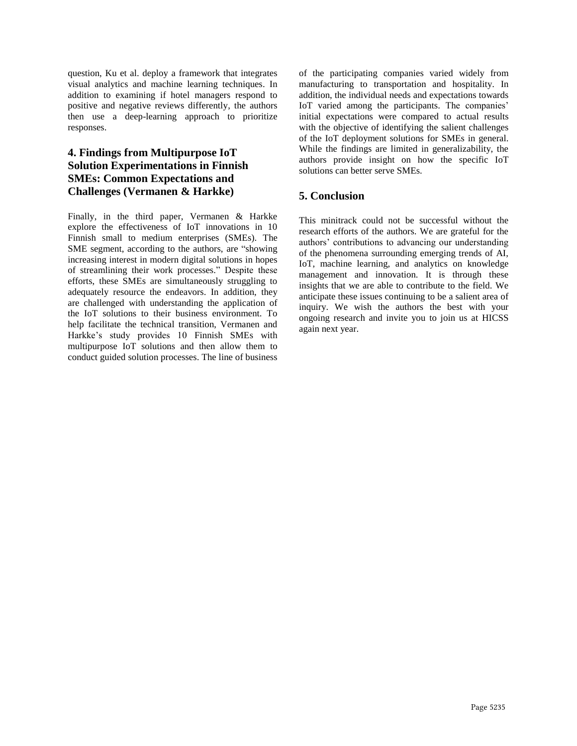question, Ku et al. deploy a framework that integrates visual analytics and machine learning techniques. In addition to examining if hotel managers respond to positive and negative reviews differently, the authors then use a deep-learning approach to prioritize responses.

## 4. Findings from Multipurpose IoT Solution Experimentations in Finnish SMEs: Common Expectations and Challenges (Vermanen & Harkke)

Finally, in the third paper, Vermanen & Harkke explore the effectiveness of IoT innovations in 10 Finnish small to medium enterprises (SMEs). The SME segment, according to the authors, are "showing increasing interest in modern digital solutions in hopes of streamlining their work processes." Despite these efforts, these SMEs are simultaneously struggling to adequately resource the endeavors. In addition, they are challenged with understanding the application of the IoT solutions to their business environment. To help facilitate the technical transition, Vermanen and Harkke's study provides 10 Finnish SMEs with multipurpose IoT solutions and then allow them to conduct guided solution processes. The line of business of the participating companies varied widely from manufacturing to transportation and hospitality. In addition, the individual needs and expectations towards IoT varied among the participants. The companies' initial expectations were compared to actual results with the objective of identifying the salient challenges of the IoT deployment solutions for SMEs in general. While the findings are limited in generalizability, the authors provide insight on how the specific IoT solutions can better serve SMEs.

## 5. Conclusion

This minitrack could not be successful without the research efforts of the authors. We are grateful for the authors' contributions to advancing our understanding of the phenomena surrounding emerging trends of AI, IoT, machine learning, and analytics on knowledge management and innovation. It is through these insights that we are able to contribute to the field. We anticipate these issues continuing to be a salient area of inquiry. We wish the authors the best with your ongoing research and invite you to join us at HICSS again next year.